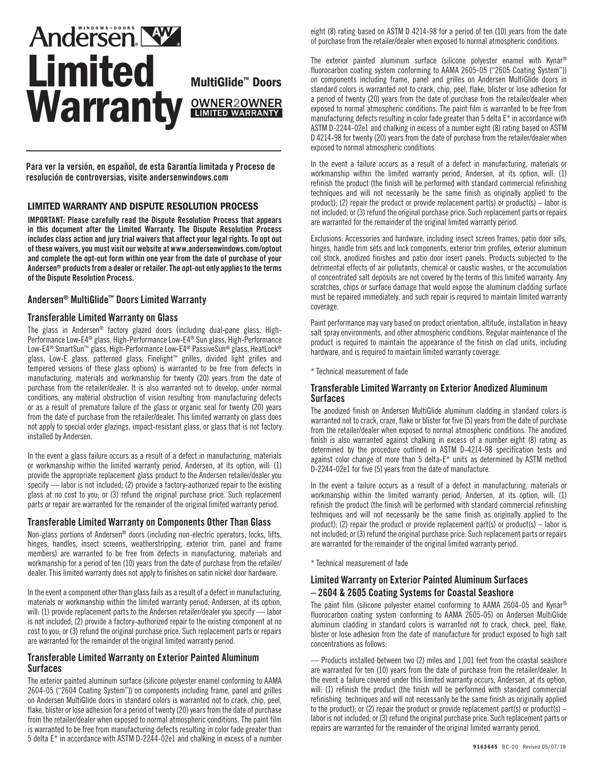# Andersen® Limited Warranty

## MultiGlide™ Doors

OWNER2OWNER LIMITED WARRANTY

**Para ver la versión, en español, de esta Garantía limitada y Proceso de resolución de controversias, visite andersenwindows.com**

### LIMITED WARRANTY AND DISPUTE RESOLUTION PROCESS

**IMPORTANT: Please carefully read the Dispute Resolution Process that appears in this document after the Limited Warranty. The Dispute Resolution Process includes class action and jury trial waivers that affect your legal rights. To opt out of these waivers, you must visit our website at www.andersenwindows.com/optout and complete the opt-out form within one year from the date of purchase of your Andersen® products from a dealer or retailer. The opt-out only applies to the terms of the Dispute Resolution Process.**

### Andersen® MultiGlide™ Doors Limited Warranty

### Transferable Limited Warranty on Glass

The glass in Andersen® factory glazed doors (including dual-pane glass, High-Performance Low-E4® glass, High-Performance Low-E4® Sun glass, High-Performance Low-E4® SmartSun™ glass, High-Performance Low-E4® PassiveSun® glass, HeatLock® glass, Low-E glass, patterned glass, Finelight™ grilles, divided light grilles and tempered versions of these glass options) is warranted to be free from defects in manufacturing, materials and workmanship for twenty (20) years from the date of purchase from the retailer/dealer. It is also warranted not to develop, under normal conditions, any material obstruction of vision resulting from manufacturing defects or as a result of premature failure of the glass or organic seal for twenty (20) years from the date of purchase from the retailer/dealer. This limited warranty on glass does not apply to special order glazings, impact-resistant glass, or glass that is not factory installed by Andersen.

In the event a glass failure occurs as a result of a defect in manufacturing, materials or workmanship within the limited warranty period, Andersen, at its option, will: (1) provide the appropriate replacement glass product to the Andersen retailer/dealer you specify — labor is not included; (2) provide a factory-authorized repair to the existing glass at no cost to you; or (3) refund the original purchase price. Such replacement parts or repair are warranted for the remainder of the original limited warranty period.

### Transferable Limited Warranty on Components Other Than Glass

Non-glass portions of Andersen® doors (including non-electric operators, locks, lifts, hinges, handles, insect screens, weatherstripping, exterior trim, panel and frame members) are warranted to be free from defects in manufacturing, materials and workmanship for a period of ten (10) years from the date of purchase from the retailer/dealer. This limited warranty does not apply to finishes on satin nickel door hardware.

In the event a component other than glass fails as a result of a defect in manufacturing, materials or workmanship within the limited warranty period, Andersen, at its option, will: (1) provide replacement parts to the Andersen retailer/dealer you specify — labor is not included; (2) provide a factory-authorized repair to the existing component at no cost to you; or (3) refund the original purchase price. Such replacement parts or repairs are warranted for the remainder of the original limited warranty period.

### Transferable Limited Warranty on Exterior Painted Aluminum Surfaces

The exterior painted aluminum surface (silicone polyester enamel conforming to AAMA 2604-05 ("2604 Coating System")) on components including frame, panel and grilles on Andersen MultiGlide doors in standard colors is warranted not to crack, chip, peel, flake, blister or lose adhesion for a period of twenty (20) years from the date of purchase from the retailer/dealer when exposed to normal atmospheric conditions. The paint film is warranted to be free from manufacturing defects resulting in color fade greater than 5 delta E* in accordance with ASTM D-2244-02e1 and chalking in excess of a number eight (8) rating based on ASTM D 4214-98 for a period of ten (10) years from the date of purchase from the retailer/dealer when exposed to normal atmospheric conditions.

The exterior painted aluminum surface (silicone polyester enamel with Kynar® fluorocarbon coating system conforming to AAMA 2605-05 ("2605 Coating System")) on components including frame, panel and grilles on Andersen MultiGlide doors in standard colors is warranted not to crack, chip, peel, flake, blister or lose adhesion for a period of twenty (20) years from the date of purchase from the retailer/dealer when exposed to normal atmospheric conditions. The paint film is warranted to be free from manufacturing defects resulting in color fade greater than 5 delta E* in accordance with ASTM D-2244-02e1 and chalking in excess of a number eight (8) rating based on ASTM D 4214-98 for twenty (20) years from the date of purchase from the retailer/dealer when exposed to normal atmospheric conditions.

In the event a failure occurs as a result of a defect in manufacturing, materials or workmanship within the limited warranty period, Andersen, at its option, will: (1) refinish the product (the finish will be performed with standard commercial refinishing techniques and will not necessarily be the same finish as originally applied to the product); (2) repair the product or provide replacement part(s) or product(s) – labor is not included; or (3) refund the original purchase price. Such replacement parts or repairs are warranted for the remainder of the original limited warranty period.

Exclusions: Accessories and hardware, including insect screen frames, patio door sills, hinges, handle trim sets and lock components, exterior trim profiles, exterior aluminum coil stock, anodized finishes and patio door insert panels. Products subjected to the detrimental effects of air pollutants, chemical or caustic washes, or the accumulation of concentrated salt deposits are not covered by the terms of this limited warranty. Any scratches, chips or surface damage that would expose the aluminum cladding surface must be repaired immediately, and such repair is required to maintain limited warranty coverage.

Paint performance may vary based on product orientation, altitude, installation in heavy salt spray environments, and other atmospheric conditions. Regular maintenance of the product is required to maintain the appearance of the finish on clad units, including hardware, and is required to maintain limited warranty coverage.

\* Technical measurement of fade

### Transferable Limited Warranty on Exterior Anodized Aluminum Surfaces

The anodized finish on Andersen MultiGlide aluminum cladding in standard colors is warranted not to crack, craze, flake or blister for five (5) years from the date of purchase from the retailer/dealer when exposed to normal atmospheric conditions. The anodized finish is also warranted against chalking in excess of a number eight (8) rating as determined by the procedure outlined in ASTM D-4214-98 specification tests and against color change of more than 5 delta-E* units as determined by ASTM method D-2244-02e1 for five (5) years from the date of manufacture.

In the event a failure occurs as a result of a defect in manufacturing, materials or workmanship within the limited warranty period, Andersen, at its option, will: (1) refinish the product (the finish will be performed with standard commercial refinishing techniques and will not necessarily be the same finish as originally applied to the product); (2) repair the product or provide replacement part(s) or product(s) – labor is not included; or (3) refund the original purchase price. Such replacement parts or repairs are warranted for the remainder of the original limited warranty period.

\* Technical measurement of fade

### Limited Warranty on Exterior Painted Aluminum Surfaces – 2604 & 2605 Coating Systems for Coastal Seashore

The paint film (silicone polyester enamel conforming to AAMA 2604-05 and Kynar® fluorocarbon coating system conforming to AAMA 2605-05) on Andersen MultiGlide aluminum cladding in standard colors is warranted not to crack, check, peel, flake, blister or lose adhesion from the date of manufacture for product exposed to high salt concentrations as follows:

— Products installed between two (2) miles and 1,001 feet from the coastal seashore are warranted for ten (10) years from the date of purchase from the retailer/dealer. In the event a failure covered under this limited warranty occurs, Andersen, at its option, will: (1) refinish the product (the finish will be performed with standard commercial refinishing techniques and will not necessarily be the same finish as originally applied to the product); or (2) repair the product or provide replacement part(s) or product(s) – labor is not included; or (3) refund the original purchase price. Such replacement parts or repairs are warranted for the remainder of the original limited warranty period.

9163645 BC-00 Revised 05/07/19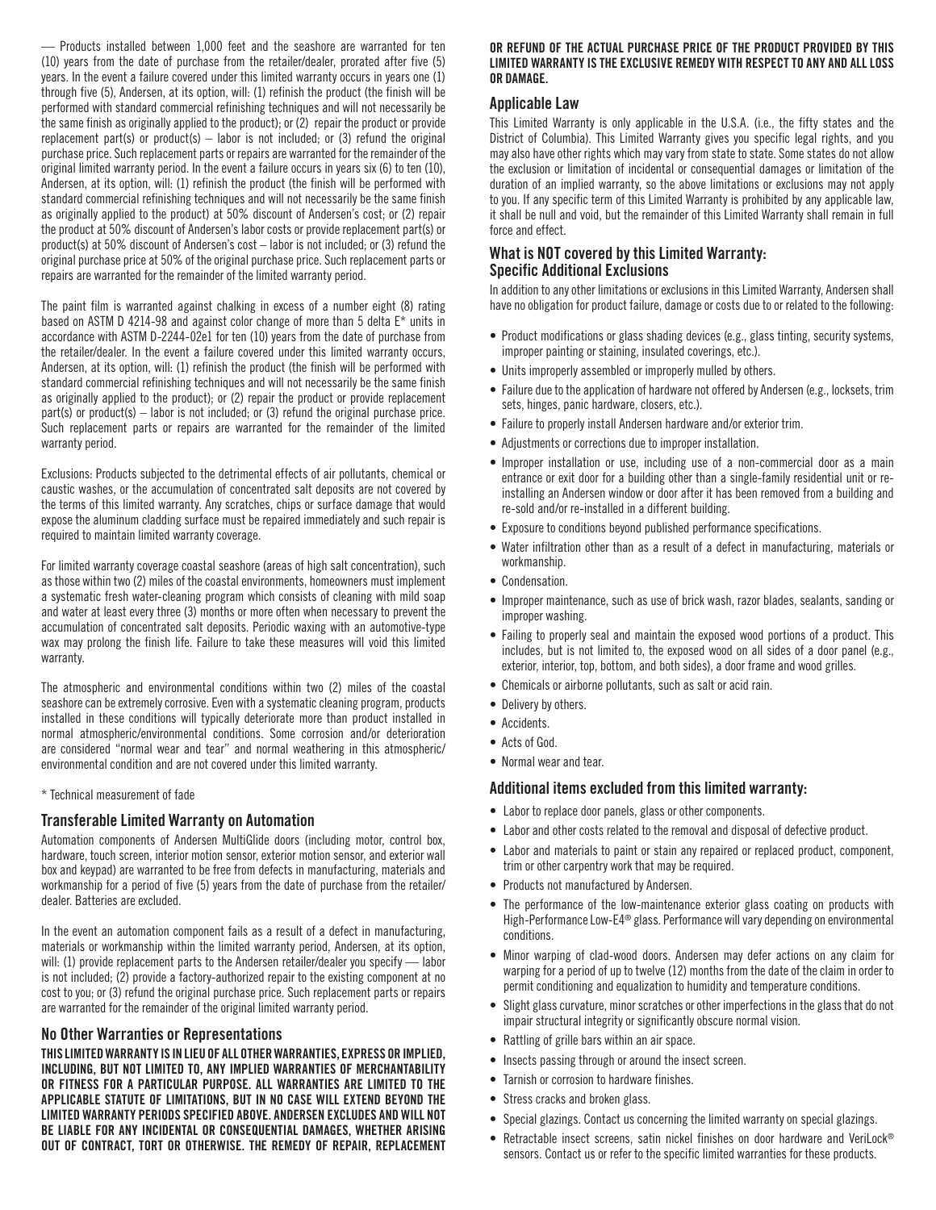— Products installed between 1,000 feet and the seashore are warranted for ten (10) years from the date of purchase from the retailer/dealer, prorated after five (5) years. In the event a failure covered under this limited warranty occurs in years one (1) through five (5), Andersen, at its option, will: (1) refinish the product (the finish will be performed with standard commercial refinishing techniques and will not necessarily be the same finish as originally applied to the product); or (2) repair the product or provide replacement part(s) or product(s) – labor is not included; or (3) refund the original purchase price. Such replacement parts or repairs are warranted for the remainder of the original limited warranty period. In the event a failure occurs in years six (6) to ten (10), Andersen, at its option, will: (1) refinish the product (the finish will be performed with standard commercial refinishing techniques and will not necessarily be the same finish as originally applied to the product) at 50% discount of Andersen's cost; or (2) repair the product at 50% discount of Andersen's labor costs or provide replacement part(s) or product(s) at 50% discount of Andersen's cost – labor is not included; or (3) refund the original purchase price at 50% of the original purchase price. Such replacement parts or repairs are warranted for the remainder of the limited warranty period.

The paint film is warranted against chalking in excess of a number eight (8) rating based on ASTM D 4214-98 and against color change of more than 5 delta E* units in accordance with ASTM D-2244-02e1 for ten (10) years from the date of purchase from the retailer/dealer. In the event a failure covered under this limited warranty occurs, Andersen, at its option, will: (1) refinish the product (the finish will be performed with standard commercial refinishing techniques and will not necessarily be the same finish as originally applied to the product); or (2) repair the product or provide replacement part(s) or product(s) – labor is not included; or (3) refund the original purchase price. Such replacement parts or repairs are warranted for the remainder of the limited warranty period.

Exclusions: Products subjected to the detrimental effects of air pollutants, chemical or caustic washes, or the accumulation of concentrated salt deposits are not covered by the terms of this limited warranty. Any scratches, chips or surface damage that would expose the aluminum cladding surface must be repaired immediately and such repair is required to maintain limited warranty coverage.

For limited warranty coverage coastal seashore (areas of high salt concentration), such as those within two (2) miles of the coastal environments, homeowners must implement a systematic fresh water-cleaning program which consists of cleaning with mild soap and water at least every three (3) months or more often when necessary to prevent the accumulation of concentrated salt deposits. Periodic waxing with an automotive-type wax may prolong the finish life. Failure to take these measures will void this limited warranty.

The atmospheric and environmental conditions within two (2) miles of the coastal seashore can be extremely corrosive. Even with a systematic cleaning program, products installed in these conditions will typically deteriorate more than product installed in normal atmospheric/environmental conditions. Some corrosion and/or deterioration are considered "normal wear and tear" and normal weathering in this atmospheric/environmental condition and are not covered under this limited warranty.

\* Technical measurement of fade

## Transferable Limited Warranty on Automation

Automation components of Andersen MultiGlide doors (including motor, control box, hardware, touch screen, interior motion sensor, exterior motion sensor, and exterior wall box and keypad) are warranted to be free from defects in manufacturing, materials and workmanship for a period of five (5) years from the date of purchase from the retailer/dealer. Batteries are excluded.

In the event an automation component fails as a result of a defect in manufacturing, materials or workmanship within the limited warranty period, Andersen, at its option, will: (1) provide replacement parts to the Andersen retailer/dealer you specify — labor is not included; (2) provide a factory-authorized repair to the existing component at no cost to you; or (3) refund the original purchase price. Such replacement parts or repairs are warranted for the remainder of the original limited warranty period.

## No Other Warranties or Representations

**THIS LIMITED WARRANTY IS IN LIEU OF ALL OTHER WARRANTIES, EXPRESS OR IMPLIED, INCLUDING, BUT NOT LIMITED TO, ANY IMPLIED WARRANTIES OF MERCHANTABILITY OR FITNESS FOR A PARTICULAR PURPOSE. ALL WARRANTIES ARE LIMITED TO THE APPLICABLE STATUTE OF LIMITATIONS, BUT IN NO CASE WILL EXTEND BEYOND THE LIMITED WARRANTY PERIODS SPECIFIED ABOVE. ANDERSEN EXCLUDES AND WILL NOT BE LIABLE FOR ANY INCIDENTAL OR CONSEQUENTIAL DAMAGES, WHETHER ARISING OUT OF CONTRACT, TORT OR OTHERWISE. THE REMEDY OF REPAIR, REPLACEMENT OR REFUND OF THE ACTUAL PURCHASE PRICE OF THE PRODUCT PROVIDED BY THIS LIMITED WARRANTY IS THE EXCLUSIVE REMEDY WITH RESPECT TO ANY AND ALL LOSS OR DAMAGE.**

## Applicable Law

This Limited Warranty is only applicable in the U.S.A. (i.e., the fifty states and the District of Columbia). This Limited Warranty gives you specific legal rights, and you may also have other rights which may vary from state to state. Some states do not allow the exclusion or limitation of incidental or consequential damages or limitation of the duration of an implied warranty, so the above limitations or exclusions may not apply to you. If any specific term of this Limited Warranty is prohibited by any applicable law, it shall be null and void, but the remainder of this Limited Warranty shall remain in full force and effect.

## What is NOT covered by this Limited Warranty: Specific Additional Exclusions

In addition to any other limitations or exclusions in this Limited Warranty, Andersen shall have no obligation for product failure, damage or costs due to or related to the following:

- Product modifications or glass shading devices (e.g., glass tinting, security systems, improper painting or staining, insulated coverings, etc.).
- Units improperly assembled or improperly mulled by others.
- Failure due to the application of hardware not offered by Andersen (e.g., locksets, trim sets, hinges, panic hardware, closers, etc.).
- Failure to properly install Andersen hardware and/or exterior trim.
- Adjustments or corrections due to improper installation.
- Improper installation or use, including use of a non-commercial door as a main entrance or exit door for a building other than a single-family residential unit or re-installing an Andersen window or door after it has been removed from a building and re-sold and/or re-installed in a different building.
- Exposure to conditions beyond published performance specifications.
- Water infiltration other than as a result of a defect in manufacturing, materials or workmanship.
- Condensation.
- Improper maintenance, such as use of brick wash, razor blades, sealants, sanding or improper washing.
- Failing to properly seal and maintain the exposed wood portions of a product. This includes, but is not limited to, the exposed wood on all sides of a door panel (e.g., exterior, interior, top, bottom, and both sides), a door frame and wood grilles.
- Chemicals or airborne pollutants, such as salt or acid rain.
- Delivery by others.
- Accidents.
- Acts of God.
- Normal wear and tear.

## Additional items excluded from this limited warranty:

- Labor to replace door panels, glass or other components.
- Labor and other costs related to the removal and disposal of defective product.
- Labor and materials to paint or stain any repaired or replaced product, component, trim or other carpentry work that may be required.
- Products not manufactured by Andersen.
- The performance of the low-maintenance exterior glass coating on products with High-Performance Low-E4® glass. Performance will vary depending on environmental conditions.
- Minor warping of clad-wood doors. Andersen may defer actions on any claim for warping for a period of up to twelve (12) months from the date of the claim in order to permit conditioning and equalization to humidity and temperature conditions.
- Slight glass curvature, minor scratches or other imperfections in the glass that do not impair structural integrity or significantly obscure normal vision.
- Rattling of grille bars within an air space.
- Insects passing through or around the insect screen.
- Tarnish or corrosion to hardware finishes.
- Stress cracks and broken glass.
- Special glazings. Contact us concerning the limited warranty on special glazings.
- Retractable insect screens, satin nickel finishes on door hardware and VeriLock® sensors. Contact us or refer to the specific limited warranties for these products.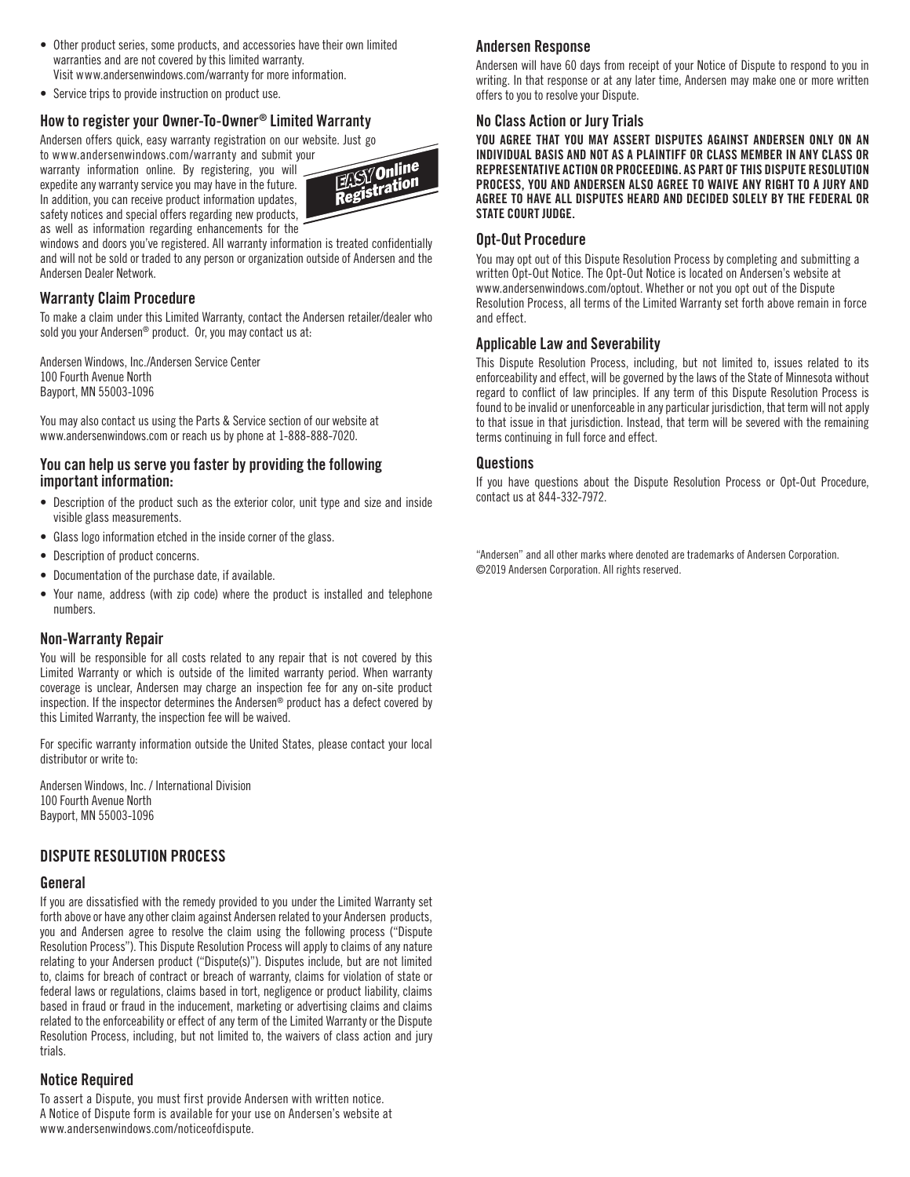- Other product series, some products, and accessories have their own limited warranties and are not covered by this limited warranty. Visit www.andersenwindows.com/warranty for more information.
- Service trips to provide instruction on product use.

### How to register your Owner-To-Owner® Limited Warranty

Andersen offers quick, easy warranty registration on our website. Just go to www.andersenwindows.com/warranty and submit your warranty information online. By registering, you will expedite any warranty service you may have in the future. In addition, you can receive product information updates, safety notices and special offers regarding new products, as well as information regarding enhancements for the windows and doors you've registered. All warranty information is treated confidentially and will not be sold or traded to any person or organization outside of Andersen and the Andersen Dealer Network.

EASY Online Registration

### Warranty Claim Procedure

To make a claim under this Limited Warranty, contact the Andersen retailer/dealer who sold you your Andersen® product. Or, you may contact us at:

Andersen Windows, Inc./Andersen Service Center
100 Fourth Avenue North
Bayport, MN 55003-1096

You may also contact us using the Parts & Service section of our website at www.andersenwindows.com or reach us by phone at 1-888-888-7020.

### You can help us serve you faster by providing the following important information:

- Description of the product such as the exterior color, unit type and size and inside visible glass measurements.
- Glass logo information etched in the inside corner of the glass.
- Description of product concerns.
- Documentation of the purchase date, if available.
- Your name, address (with zip code) where the product is installed and telephone numbers.

### Non-Warranty Repair

You will be responsible for all costs related to any repair that is not covered by this Limited Warranty or which is outside of the limited warranty period. When warranty coverage is unclear, Andersen may charge an inspection fee for any on-site product inspection. If the inspector determines the Andersen® product has a defect covered by this Limited Warranty, the inspection fee will be waived.

For specific warranty information outside the United States, please contact your local distributor or write to:

Andersen Windows, Inc. / International Division
100 Fourth Avenue North
Bayport, MN 55003-1096

## DISPUTE RESOLUTION PROCESS

### General

If you are dissatisfied with the remedy provided to you under the Limited Warranty set forth above or have any other claim against Andersen related to your Andersen products, you and Andersen agree to resolve the claim using the following process ("Dispute Resolution Process"). This Dispute Resolution Process will apply to claims of any nature relating to your Andersen product ("Dispute(s)"). Disputes include, but are not limited to, claims for breach of contract or breach of warranty, claims for violation of state or federal laws or regulations, claims based in tort, negligence or product liability, claims based in fraud or fraud in the inducement, marketing or advertising claims and claims related to the enforceability or effect of any term of the Limited Warranty or the Dispute Resolution Process, including, but not limited to, the waivers of class action and jury trials.

### Notice Required

To assert a Dispute, you must first provide Andersen with written notice. A Notice of Dispute form is available for your use on Andersen's website at www.andersenwindows.com/noticeofdispute.

### Andersen Response

Andersen will have 60 days from receipt of your Notice of Dispute to respond to you in writing. In that response or at any later time, Andersen may make one or more written offers to you to resolve your Dispute.

### No Class Action or Jury Trials

**YOU AGREE THAT YOU MAY ASSERT DISPUTES AGAINST ANDERSEN ONLY ON AN INDIVIDUAL BASIS AND NOT AS A PLAINTIFF OR CLASS MEMBER IN ANY CLASS OR REPRESENTATIVE ACTION OR PROCEEDING. AS PART OF THIS DISPUTE RESOLUTION PROCESS, YOU AND ANDERSEN ALSO AGREE TO WAIVE ANY RIGHT TO A JURY AND AGREE TO HAVE ALL DISPUTES HEARD AND DECIDED SOLELY BY THE FEDERAL OR STATE COURT JUDGE.**

### Opt-Out Procedure

You may opt out of this Dispute Resolution Process by completing and submitting a written Opt-Out Notice. The Opt-Out Notice is located on Andersen's website at www.andersenwindows.com/optout. Whether or not you opt out of the Dispute Resolution Process, all terms of the Limited Warranty set forth above remain in force and effect.

### Applicable Law and Severability

This Dispute Resolution Process, including, but not limited to, issues related to its enforceability and effect, will be governed by the laws of the State of Minnesota without regard to conflict of law principles. If any term of this Dispute Resolution Process is found to be invalid or unenforceable in any particular jurisdiction, that term will not apply to that issue in that jurisdiction. Instead, that term will be severed with the remaining terms continuing in full force and effect.

### Questions

If you have questions about the Dispute Resolution Process or Opt-Out Procedure, contact us at 844-332-7972.

"Andersen" and all other marks where denoted are trademarks of Andersen Corporation.
©2019 Andersen Corporation. All rights reserved.